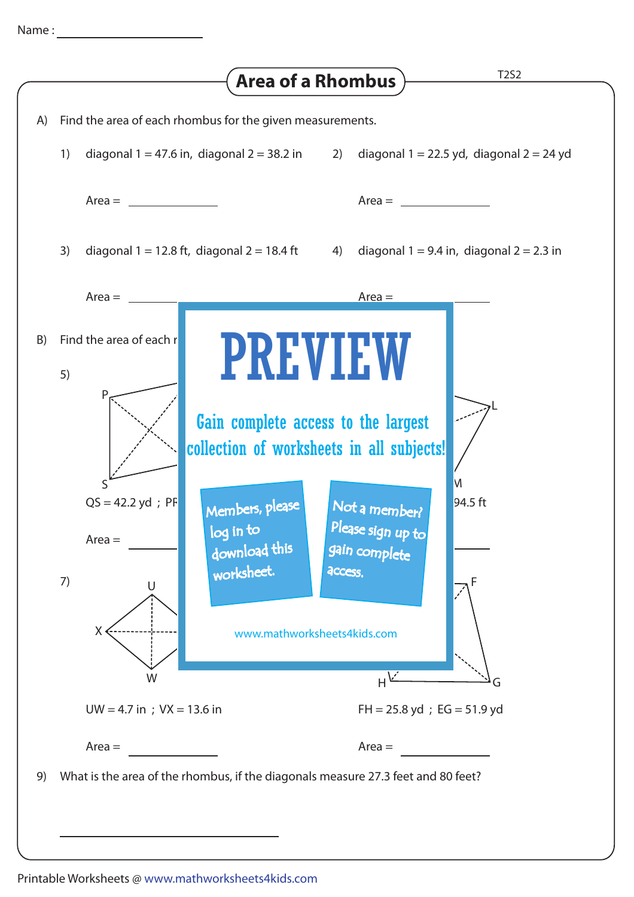Name : ____________________

# Area of a Rhombus

T2S2

A) Find the area of each rhombus for the given measurements.

1) diagonal 1 = 47.6 in, diagonal 2 = 38.2 in

Area = ____________

2) diagonal 1 = 22.5 yd, diagonal 2 = 24 yd

Area = ____________

3) diagonal 1 = 12.8 ft, diagonal 2 = 18.4 ft

Area = ____________

4) diagonal 1 = 9.4 in, diagonal 2 = 2.3 in

Area = ____________

B) Find the area of each r

5)

P

S

QS = 42.2 yd ; PR

Area = ____________

L

M

94.5 ft

Area = ____________

PREVIEW

Gain complete access to the largest collection of worksheets in all subjects!

Members, please log in to download this worksheet.

Not a member? Please sign up to gain complete access.

www.mathworksheets4kids.com

7)

U

X

W

UW = 4.7 in ; VX = 13.6 in

Area = ____________

F

H

G

FH = 25.8 yd ; EG = 51.9 yd

Area = ____________

9) What is the area of the rhombus, if the diagonals measure 27.3 feet and 80 feet?

____________________

Printable Worksheets @ www.mathworksheets4kids.com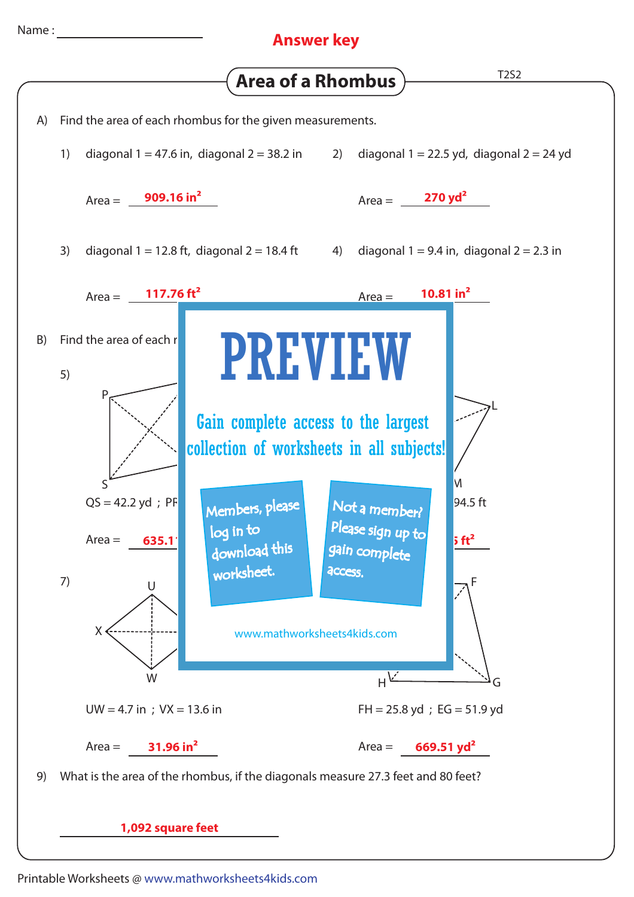Name : ______________________

**Answer key**

# Area of a Rhombus

T2S2

A) Find the area of each rhombus for the given measurements.

1) diagonal 1 = 47.6 in, diagonal 2 = 38.2 in

Area = **909.16 in²**

2) diagonal 1 = 22.5 yd, diagonal 2 = 24 yd

Area = **270 yd²**

3) diagonal 1 = 12.8 ft, diagonal 2 = 18.4 ft

Area = **117.76 ft²**

4) diagonal 1 = 9.4 in, diagonal 2 = 2.3 in

Area = **10.81 in²**

B) Find the area of each r

5)

P

S

QS = 42.2 yd ; PF

Area = **635.1**

L

M

94.5 ft

Area = **5 ft²**

PREVIEW

Gain complete access to the largest collection of worksheets in all subjects!

Members, please log in to download this worksheet.

Not a member? Please sign up to gain complete access.

www.mathworksheets4kids.com

7)

U

X

W

UW = 4.7 in ; VX = 13.6 in

Area = **31.96 in²**

F

H

G

FH = 25.8 yd ; EG = 51.9 yd

Area = **669.51 yd²**

9) What is the area of the rhombus, if the diagonals measure 27.3 feet and 80 feet?

**1,092 square feet**

Printable Worksheets @ www.mathworksheets4kids.com